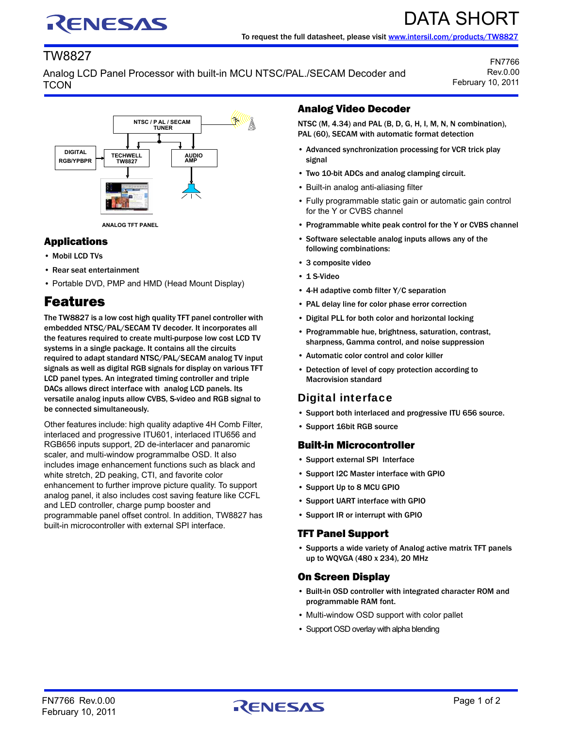# DATA SHORT

To request the full datasheet, please visit www.intersil.com/products/TW8827

## TW8827

Analog LCD Panel Processor with built-in MCU NTSC/PAL./SECAM Decoder and TCON

FN7766
Rev.0.00
February 10, 2011

NTSC / P AL / SECAM TUNER

DIGITAL RGB/YPBPR

TECHWELL TW8827

AUDIO AMP

ANALOG TFT PANEL

### Applications

- Mobil LCD TVs
- Rear seat entertainment
- Portable DVD, PMP and HMD (Head Mount Display)

## Features

The TW8827 is a low cost high quality TFT panel controller with embedded NTSC/PAL/SECAM TV decoder. It incorporates all the features required to create multi-purpose low cost LCD TV systems in a single package. It contains all the circuits required to adapt standard NTSC/PAL/SECAM analog TV input signals as well as digital RGB signals for display on various TFT LCD panel types. An integrated timing controller and triple DACs allows direct interface with analog LCD panels. Its versatile analog inputs allow CVBS, S-video and RGB signal to be connected simultaneously.

Other features include: high quality adaptive 4H Comb Filter, interlaced and progressive ITU601, interlaced ITU656 and RGB656 inputs support, 2D de-interlacer and panaromic scaler, and multi-window programmalbe OSD. It also includes image enhancement functions such as black and white stretch, 2D peaking, CTI, and favorite color enhancement to further improve picture quality. To support analog panel, it also includes cost saving feature like CCFL and LED controller, charge pump booster and programmable panel offset control. In addition, TW8827 has built-in microcontroller with external SPI interface.

### Analog Video Decoder

NTSC (M, 4.34) and PAL (B, D, G, H, I, M, N, N combination), PAL (60), SECAM with automatic format detection

- Advanced synchronization processing for VCR trick play signal
- Two 10-bit ADCs and analog clamping circuit.
- Built-in analog anti-aliasing filter
- Fully programmable static gain or automatic gain control for the Y or CVBS channel
- Programmable white peak control for the Y or CVBS channel
- Software selectable analog inputs allows any of the following combinations:
- 3 composite video
- 1 S-Video
- 4-H adaptive comb filter Y/C separation
- PAL delay line for color phase error correction
- Digital PLL for both color and horizontal locking
- Programmable hue, brightness, saturation, contrast, sharpness, Gamma control, and noise suppression
- Automatic color control and color killer
- Detection of level of copy protection according to Macrovision standard

### Digital interface

- Support both interlaced and progressive ITU 656 source.
- Support 16bit RGB source

### Built-in Microcontroller

- Support external SPI Interface
- Support I2C Master interface with GPIO
- Support Up to 8 MCU GPIO
- Support UART interface with GPIO
- Support IR or interrupt with GPIO

### TFT Panel Support

- Supports a wide variety of Analog active matrix TFT panels up to WQVGA (480 x 234), 20 MHz

### On Screen Display

- Built-in OSD controller with integrated character ROM and programmable RAM font.
- Multi-window OSD support with color pallet
- Support OSD overlay with alpha blending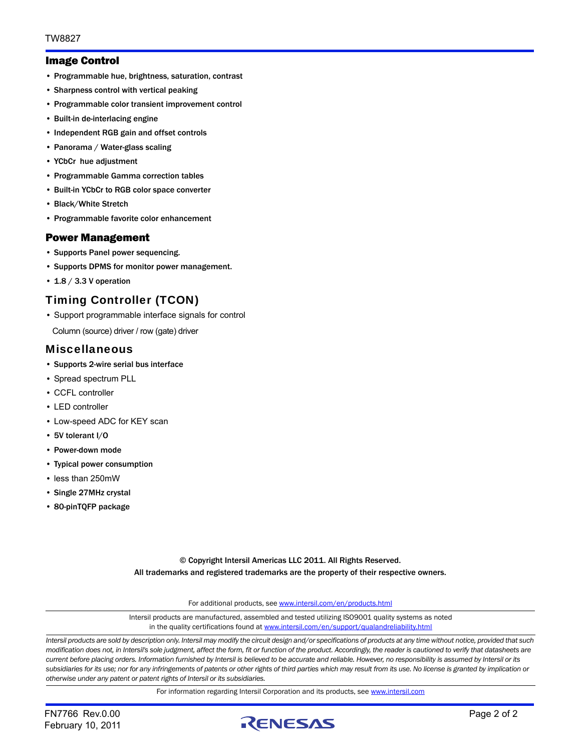## Image Control

- Programmable hue, brightness, saturation, contrast
- Sharpness control with vertical peaking
- Programmable color transient improvement control
- Built-in de-interlacing engine
- Independent RGB gain and offset controls
- Panorama / Water-glass scaling
- YCbCr hue adjustment
- Programmable Gamma correction tables
- Built-in YCbCr to RGB color space converter
- Black/White Stretch
- Programmable favorite color enhancement

## Power Management

- Supports Panel power sequencing.
- Supports DPMS for monitor power management.
- 1.8 / 3.3 V operation

## Timing Controller (TCON)

- Support programmable interface signals for control

  Column (source) driver / row (gate) driver

## Miscellaneous

- Supports 2-wire serial bus interface
- Spread spectrum PLL
- CCFL controller
- LED controller
- Low-speed ADC for KEY scan
- 5V tolerant I/O
- Power-down mode
- Typical power consumption
- less than 250mW
- Single 27MHz crystal
- 80-pinTQFP package

© Copyright Intersil Americas LLC 2011. All Rights Reserved.
All trademarks and registered trademarks are the property of their respective owners.

For additional products, see www.intersil.com/en/products.html

Intersil products are manufactured, assembled and tested utilizing ISO9001 quality systems as noted in the quality certifications found at www.intersil.com/en/support/qualandreliability.html

*Intersil products are sold by description only. Intersil may modify the circuit design and/or specifications of products at any time without notice, provided that such modification does not, in Intersil's sole judgment, affect the form, fit or function of the product. Accordingly, the reader is cautioned to verify that datasheets are current before placing orders. Information furnished by Intersil is believed to be accurate and reliable. However, no responsibility is assumed by Intersil or its subsidiaries for its use; nor for any infringements of patents or other rights of third parties which may result from its use. No license is granted by implication or otherwise under any patent or patent rights of Intersil or its subsidiaries.*

For information regarding Intersil Corporation and its products, see www.intersil.com